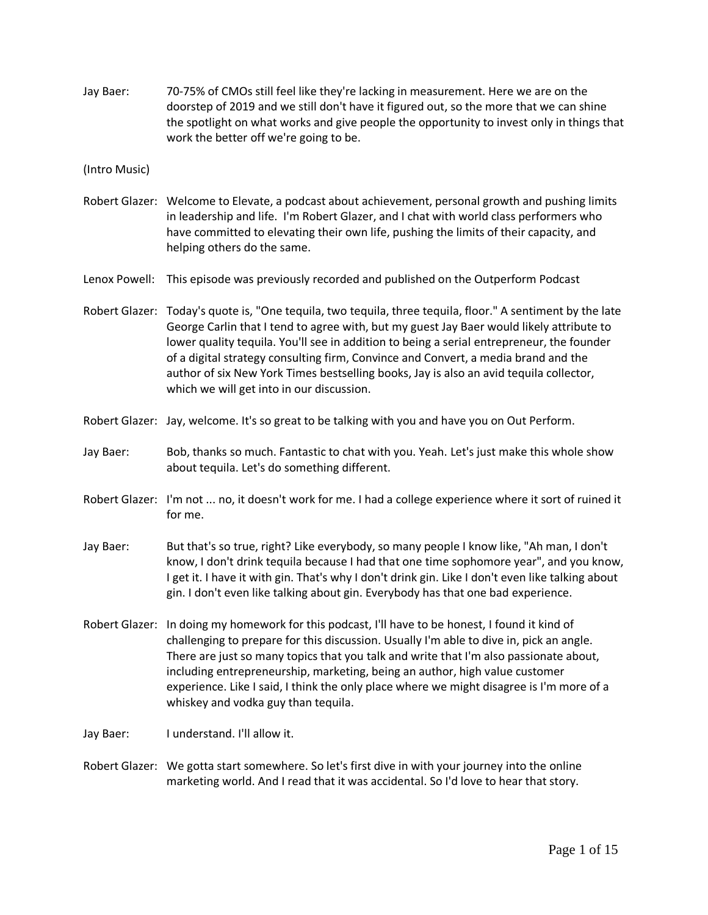Jay Baer: 70-75% of CMOs still feel like they're lacking in measurement. Here we are on the doorstep of 2019 and we still don't have it figured out, so the more that we can shine the spotlight on what works and give people the opportunity to invest only in things that work the better off we're going to be.

(Intro Music)

Robert Glazer: Welcome to Elevate, a podcast about achievement, personal growth and pushing limits in leadership and life. I'm Robert Glazer, and I chat with world class performers who have committed to elevating their own life, pushing the limits of their capacity, and helping others do the same.

Lenox Powell: This episode was previously recorded and published on the Outperform Podcast

Robert Glazer: Today's quote is, "One tequila, two tequila, three tequila, floor." A sentiment by the late George Carlin that I tend to agree with, but my guest Jay Baer would likely attribute to lower quality tequila. You'll see in addition to being a serial entrepreneur, the founder of a digital strategy consulting firm, Convince and Convert, a media brand and the author of six New York Times bestselling books, Jay is also an avid tequila collector, which we will get into in our discussion.

Robert Glazer: Jay, welcome. It's so great to be talking with you and have you on Out Perform.

Jay Baer: Bob, thanks so much. Fantastic to chat with you. Yeah. Let's just make this whole show about tequila. Let's do something different.

Robert Glazer: I'm not ... no, it doesn't work for me. I had a college experience where it sort of ruined it for me.

Jay Baer: But that's so true, right? Like everybody, so many people I know like, "Ah man, I don't know, I don't drink tequila because I had that one time sophomore year", and you know, I get it. I have it with gin. That's why I don't drink gin. Like I don't even like talking about gin. I don't even like talking about gin. Everybody has that one bad experience.

Robert Glazer: In doing my homework for this podcast, I'll have to be honest, I found it kind of challenging to prepare for this discussion. Usually I'm able to dive in, pick an angle. There are just so many topics that you talk and write that I'm also passionate about, including entrepreneurship, marketing, being an author, high value customer experience. Like I said, I think the only place where we might disagree is I'm more of a whiskey and vodka guy than tequila.

Jay Baer: I understand. I'll allow it.

Robert Glazer: We gotta start somewhere. So let's first dive in with your journey into the online marketing world. And I read that it was accidental. So I'd love to hear that story.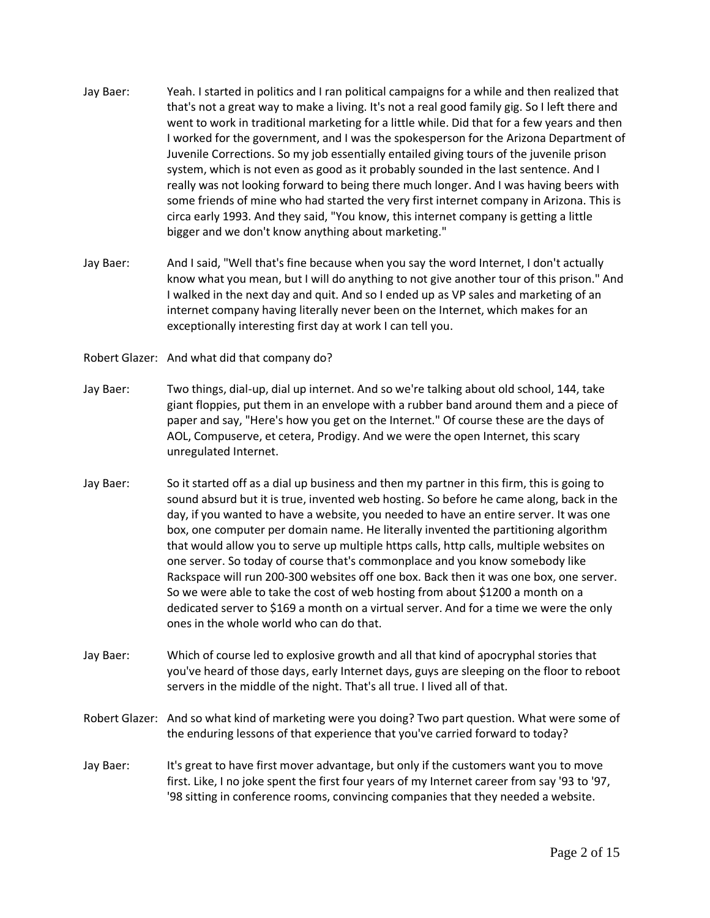Jay Baer: Yeah. I started in politics and I ran political campaigns for a while and then realized that that's not a great way to make a living. It's not a real good family gig. So I left there and went to work in traditional marketing for a little while. Did that for a few years and then I worked for the government, and I was the spokesperson for the Arizona Department of Juvenile Corrections. So my job essentially entailed giving tours of the juvenile prison system, which is not even as good as it probably sounded in the last sentence. And I really was not looking forward to being there much longer. And I was having beers with some friends of mine who had started the very first internet company in Arizona. This is circa early 1993. And they said, "You know, this internet company is getting a little bigger and we don't know anything about marketing."

Jay Baer: And I said, "Well that's fine because when you say the word Internet, I don't actually know what you mean, but I will do anything to not give another tour of this prison." And I walked in the next day and quit. And so I ended up as VP sales and marketing of an internet company having literally never been on the Internet, which makes for an exceptionally interesting first day at work I can tell you.

Robert Glazer: And what did that company do?

Jay Baer: Two things, dial-up, dial up internet. And so we're talking about old school, 144, take giant floppies, put them in an envelope with a rubber band around them and a piece of paper and say, "Here's how you get on the Internet." Of course these are the days of AOL, Compuserve, et cetera, Prodigy. And we were the open Internet, this scary unregulated Internet.

Jay Baer: So it started off as a dial up business and then my partner in this firm, this is going to sound absurd but it is true, invented web hosting. So before he came along, back in the day, if you wanted to have a website, you needed to have an entire server. It was one box, one computer per domain name. He literally invented the partitioning algorithm that would allow you to serve up multiple https calls, http calls, multiple websites on one server. So today of course that's commonplace and you know somebody like Rackspace will run 200-300 websites off one box. Back then it was one box, one server. So we were able to take the cost of web hosting from about $1200 a month on a dedicated server to $169 a month on a virtual server. And for a time we were the only ones in the whole world who can do that.

Jay Baer: Which of course led to explosive growth and all that kind of apocryphal stories that you've heard of those days, early Internet days, guys are sleeping on the floor to reboot servers in the middle of the night. That's all true. I lived all of that.

Robert Glazer: And so what kind of marketing were you doing? Two part question. What were some of the enduring lessons of that experience that you've carried forward to today?

Jay Baer: It's great to have first mover advantage, but only if the customers want you to move first. Like, I no joke spent the first four years of my Internet career from say '93 to '97, '98 sitting in conference rooms, convincing companies that they needed a website.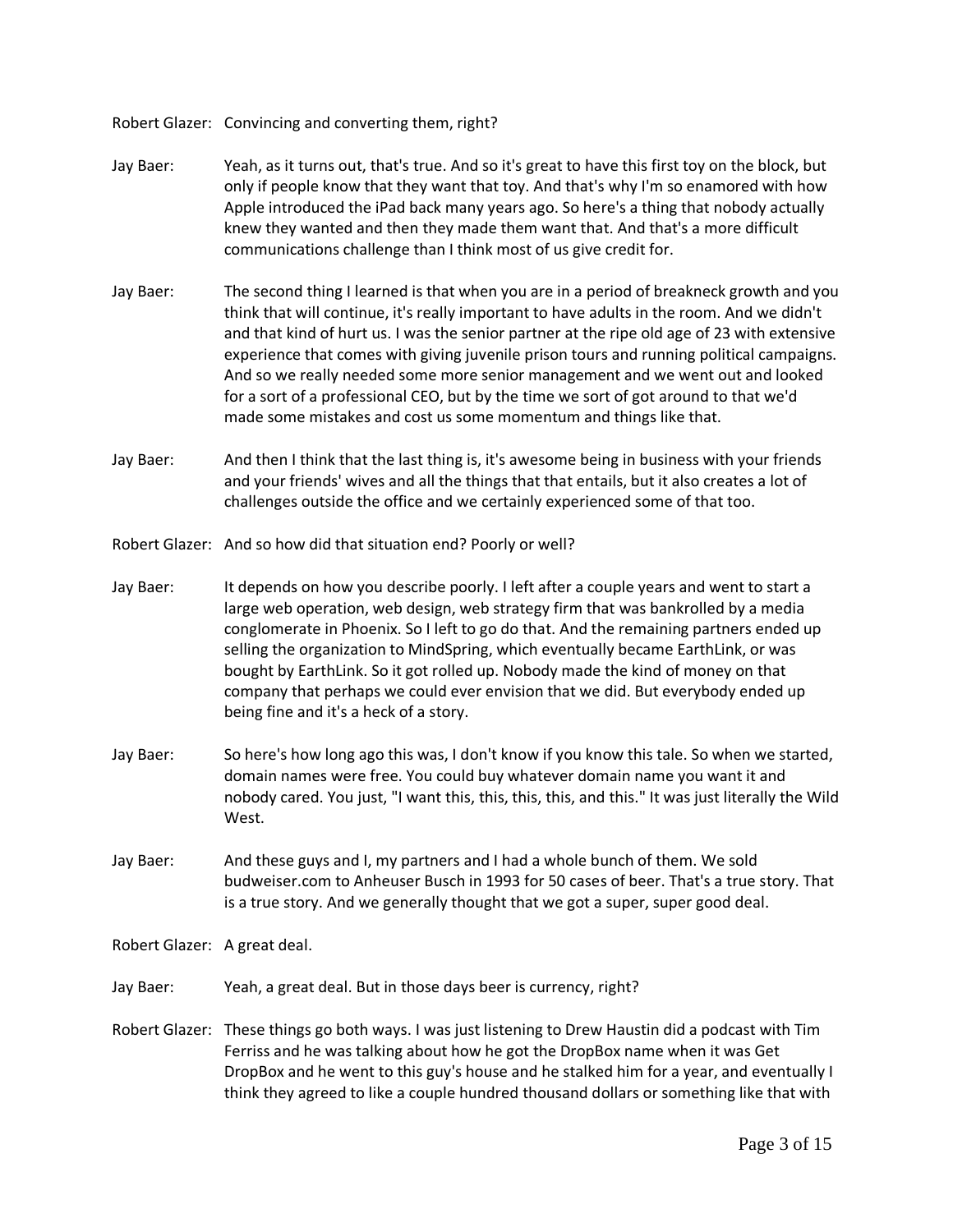Robert Glazer: Convincing and converting them, right?

Jay Baer: Yeah, as it turns out, that's true. And so it's great to have this first toy on the block, but only if people know that they want that toy. And that's why I'm so enamored with how Apple introduced the iPad back many years ago. So here's a thing that nobody actually knew they wanted and then they made them want that. And that's a more difficult communications challenge than I think most of us give credit for.

Jay Baer: The second thing I learned is that when you are in a period of breakneck growth and you think that will continue, it's really important to have adults in the room. And we didn't and that kind of hurt us. I was the senior partner at the ripe old age of 23 with extensive experience that comes with giving juvenile prison tours and running political campaigns. And so we really needed some more senior management and we went out and looked for a sort of a professional CEO, but by the time we sort of got around to that we'd made some mistakes and cost us some momentum and things like that.

Jay Baer: And then I think that the last thing is, it's awesome being in business with your friends and your friends' wives and all the things that that entails, but it also creates a lot of challenges outside the office and we certainly experienced some of that too.

Robert Glazer: And so how did that situation end? Poorly or well?

Jay Baer: It depends on how you describe poorly. I left after a couple years and went to start a large web operation, web design, web strategy firm that was bankrolled by a media conglomerate in Phoenix. So I left to go do that. And the remaining partners ended up selling the organization to MindSpring, which eventually became EarthLink, or was bought by EarthLink. So it got rolled up. Nobody made the kind of money on that company that perhaps we could ever envision that we did. But everybody ended up being fine and it's a heck of a story.

Jay Baer: So here's how long ago this was, I don't know if you know this tale. So when we started, domain names were free. You could buy whatever domain name you want it and nobody cared. You just, "I want this, this, this, this, and this." It was just literally the Wild West.

Jay Baer: And these guys and I, my partners and I had a whole bunch of them. We sold budweiser.com to Anheuser Busch in 1993 for 50 cases of beer. That's a true story. That is a true story. And we generally thought that we got a super, super good deal.

Robert Glazer: A great deal.

Jay Baer: Yeah, a great deal. But in those days beer is currency, right?

Robert Glazer: These things go both ways. I was just listening to Drew Haustin did a podcast with Tim Ferriss and he was talking about how he got the DropBox name when it was Get DropBox and he went to this guy's house and he stalked him for a year, and eventually I think they agreed to like a couple hundred thousand dollars or something like that with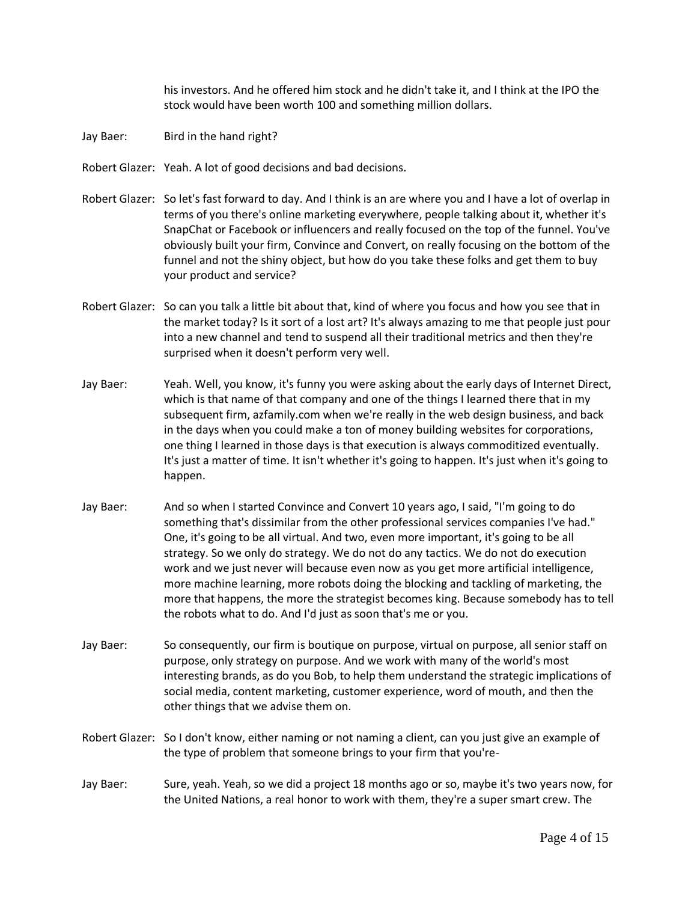his investors. And he offered him stock and he didn't take it, and I think at the IPO the stock would have been worth 100 and something million dollars.

Jay Baer: Bird in the hand right?

Robert Glazer: Yeah. A lot of good decisions and bad decisions.

Robert Glazer: So let's fast forward to day. And I think is an are where you and I have a lot of overlap in terms of you there's online marketing everywhere, people talking about it, whether it's SnapChat or Facebook or influencers and really focused on the top of the funnel. You've obviously built your firm, Convince and Convert, on really focusing on the bottom of the funnel and not the shiny object, but how do you take these folks and get them to buy your product and service?

Robert Glazer: So can you talk a little bit about that, kind of where you focus and how you see that in the market today? Is it sort of a lost art? It's always amazing to me that people just pour into a new channel and tend to suspend all their traditional metrics and then they're surprised when it doesn't perform very well.

Jay Baer: Yeah. Well, you know, it's funny you were asking about the early days of Internet Direct, which is that name of that company and one of the things I learned there that in my subsequent firm, azfamily.com when we're really in the web design business, and back in the days when you could make a ton of money building websites for corporations, one thing I learned in those days is that execution is always commoditized eventually. It's just a matter of time. It isn't whether it's going to happen. It's just when it's going to happen.

Jay Baer: And so when I started Convince and Convert 10 years ago, I said, "I'm going to do something that's dissimilar from the other professional services companies I've had." One, it's going to be all virtual. And two, even more important, it's going to be all strategy. So we only do strategy. We do not do any tactics. We do not do execution work and we just never will because even now as you get more artificial intelligence, more machine learning, more robots doing the blocking and tackling of marketing, the more that happens, the more the strategist becomes king. Because somebody has to tell the robots what to do. And I'd just as soon that's me or you.

Jay Baer: So consequently, our firm is boutique on purpose, virtual on purpose, all senior staff on purpose, only strategy on purpose. And we work with many of the world's most interesting brands, as do you Bob, to help them understand the strategic implications of social media, content marketing, customer experience, word of mouth, and then the other things that we advise them on.

Robert Glazer: So I don't know, either naming or not naming a client, can you just give an example of the type of problem that someone brings to your firm that you're-

Jay Baer: Sure, yeah. Yeah, so we did a project 18 months ago or so, maybe it's two years now, for the United Nations, a real honor to work with them, they're a super smart crew. The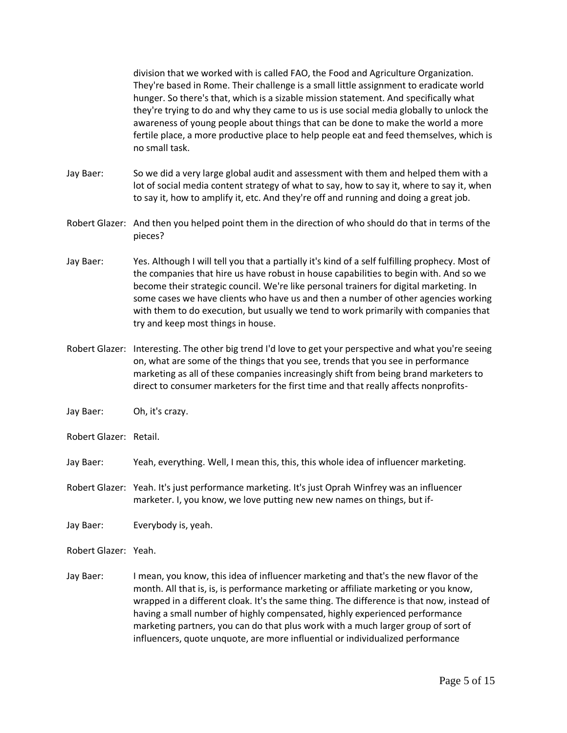division that we worked with is called FAO, the Food and Agriculture Organization. They're based in Rome. Their challenge is a small little assignment to eradicate world hunger. So there's that, which is a sizable mission statement. And specifically what they're trying to do and why they came to us is use social media globally to unlock the awareness of young people about things that can be done to make the world a more fertile place, a more productive place to help people eat and feed themselves, which is no small task.

Jay Baer: So we did a very large global audit and assessment with them and helped them with a lot of social media content strategy of what to say, how to say it, where to say it, when to say it, how to amplify it, etc. And they're off and running and doing a great job.

Robert Glazer: And then you helped point them in the direction of who should do that in terms of the pieces?

Jay Baer: Yes. Although I will tell you that a partially it's kind of a self fulfilling prophecy. Most of the companies that hire us have robust in house capabilities to begin with. And so we become their strategic council. We're like personal trainers for digital marketing. In some cases we have clients who have us and then a number of other agencies working with them to do execution, but usually we tend to work primarily with companies that try and keep most things in house.

Robert Glazer: Interesting. The other big trend I'd love to get your perspective and what you're seeing on, what are some of the things that you see, trends that you see in performance marketing as all of these companies increasingly shift from being brand marketers to direct to consumer marketers for the first time and that really affects nonprofits-

Jay Baer: Oh, it's crazy.

Robert Glazer: Retail.

Jay Baer: Yeah, everything. Well, I mean this, this, this whole idea of influencer marketing.

Robert Glazer: Yeah. It's just performance marketing. It's just Oprah Winfrey was an influencer marketer. I, you know, we love putting new new names on things, but if-

Jay Baer: Everybody is, yeah.

Robert Glazer: Yeah.

Jay Baer: I mean, you know, this idea of influencer marketing and that's the new flavor of the month. All that is, is, is performance marketing or affiliate marketing or you know, wrapped in a different cloak. It's the same thing. The difference is that now, instead of having a small number of highly compensated, highly experienced performance marketing partners, you can do that plus work with a much larger group of sort of influencers, quote unquote, are more influential or individualized performance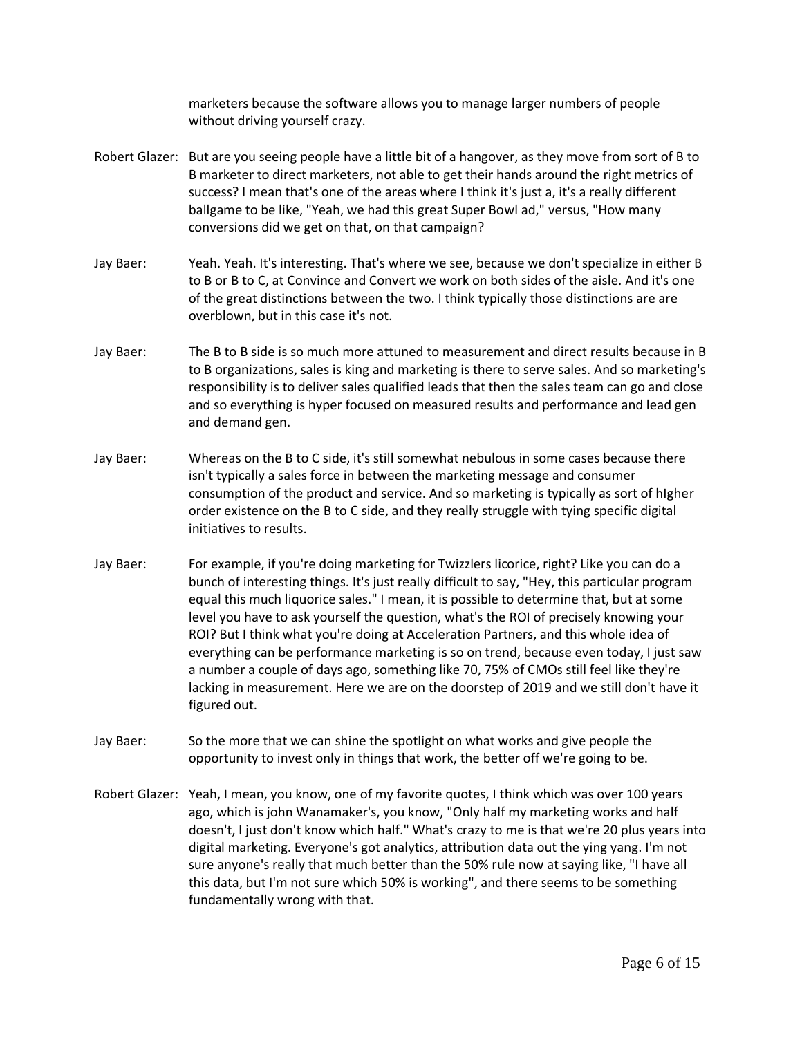marketers because the software allows you to manage larger numbers of people without driving yourself crazy.

Robert Glazer: But are you seeing people have a little bit of a hangover, as they move from sort of B to B marketer to direct marketers, not able to get their hands around the right metrics of success? I mean that's one of the areas where I think it's just a, it's a really different ballgame to be like, "Yeah, we had this great Super Bowl ad," versus, "How many conversions did we get on that, on that campaign?

Jay Baer: Yeah. Yeah. It's interesting. That's where we see, because we don't specialize in either B to B or B to C, at Convince and Convert we work on both sides of the aisle. And it's one of the great distinctions between the two. I think typically those distinctions are are overblown, but in this case it's not.

Jay Baer: The B to B side is so much more attuned to measurement and direct results because in B to B organizations, sales is king and marketing is there to serve sales. And so marketing's responsibility is to deliver sales qualified leads that then the sales team can go and close and so everything is hyper focused on measured results and performance and lead gen and demand gen.

Jay Baer: Whereas on the B to C side, it's still somewhat nebulous in some cases because there isn't typically a sales force in between the marketing message and consumer consumption of the product and service. And so marketing is typically as sort of hIgher order existence on the B to C side, and they really struggle with tying specific digital initiatives to results.

Jay Baer: For example, if you're doing marketing for Twizzlers licorice, right? Like you can do a bunch of interesting things. It's just really difficult to say, "Hey, this particular program equal this much liquorice sales." I mean, it is possible to determine that, but at some level you have to ask yourself the question, what's the ROI of precisely knowing your ROI? But I think what you're doing at Acceleration Partners, and this whole idea of everything can be performance marketing is so on trend, because even today, I just saw a number a couple of days ago, something like 70, 75% of CMOs still feel like they're lacking in measurement. Here we are on the doorstep of 2019 and we still don't have it figured out.

Jay Baer: So the more that we can shine the spotlight on what works and give people the opportunity to invest only in things that work, the better off we're going to be.

Robert Glazer: Yeah, I mean, you know, one of my favorite quotes, I think which was over 100 years ago, which is john Wanamaker's, you know, "Only half my marketing works and half doesn't, I just don't know which half." What's crazy to me is that we're 20 plus years into digital marketing. Everyone's got analytics, attribution data out the ying yang. I'm not sure anyone's really that much better than the 50% rule now at saying like, "I have all this data, but I'm not sure which 50% is working", and there seems to be something fundamentally wrong with that.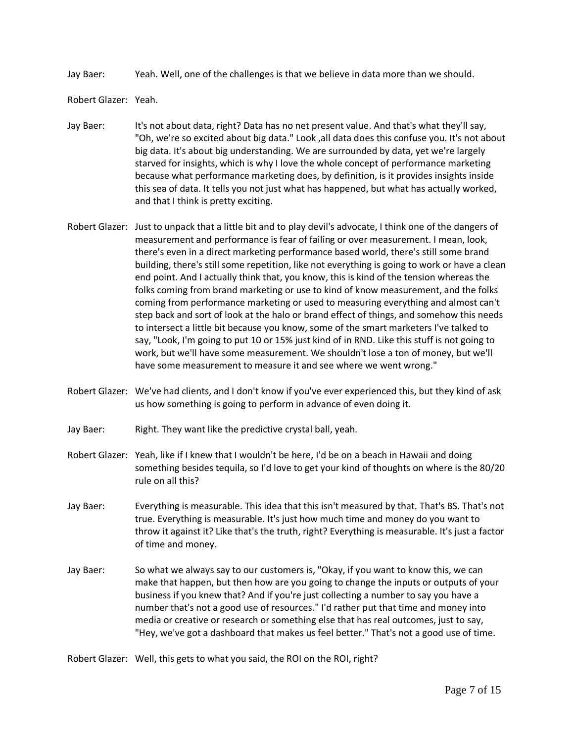Jay Baer: Yeah. Well, one of the challenges is that we believe in data more than we should.

Robert Glazer: Yeah.

Jay Baer: It's not about data, right? Data has no net present value. And that's what they'll say, "Oh, we're so excited about big data." Look ,all data does this confuse you. It's not about big data. It's about big understanding. We are surrounded by data, yet we're largely starved for insights, which is why I love the whole concept of performance marketing because what performance marketing does, by definition, is it provides insights inside this sea of data. It tells you not just what has happened, but what has actually worked, and that I think is pretty exciting.

Robert Glazer: Just to unpack that a little bit and to play devil's advocate, I think one of the dangers of measurement and performance is fear of failing or over measurement. I mean, look, there's even in a direct marketing performance based world, there's still some brand building, there's still some repetition, like not everything is going to work or have a clean end point. And I actually think that, you know, this is kind of the tension whereas the folks coming from brand marketing or use to kind of know measurement, and the folks coming from performance marketing or used to measuring everything and almost can't step back and sort of look at the halo or brand effect of things, and somehow this needs to intersect a little bit because you know, some of the smart marketers I've talked to say, "Look, I'm going to put 10 or 15% just kind of in RND. Like this stuff is not going to work, but we'll have some measurement. We shouldn't lose a ton of money, but we'll have some measurement to measure it and see where we went wrong."

Robert Glazer: We've had clients, and I don't know if you've ever experienced this, but they kind of ask us how something is going to perform in advance of even doing it.

Jay Baer: Right. They want like the predictive crystal ball, yeah.

Robert Glazer: Yeah, like if I knew that I wouldn't be here, I'd be on a beach in Hawaii and doing something besides tequila, so I'd love to get your kind of thoughts on where is the 80/20 rule on all this?

Jay Baer: Everything is measurable. This idea that this isn't measured by that. That's BS. That's not true. Everything is measurable. It's just how much time and money do you want to throw it against it? Like that's the truth, right? Everything is measurable. It's just a factor of time and money.

Jay Baer: So what we always say to our customers is, "Okay, if you want to know this, we can make that happen, but then how are you going to change the inputs or outputs of your business if you knew that? And if you're just collecting a number to say you have a number that's not a good use of resources." I'd rather put that time and money into media or creative or research or something else that has real outcomes, just to say, "Hey, we've got a dashboard that makes us feel better." That's not a good use of time.

Robert Glazer: Well, this gets to what you said, the ROI on the ROI, right?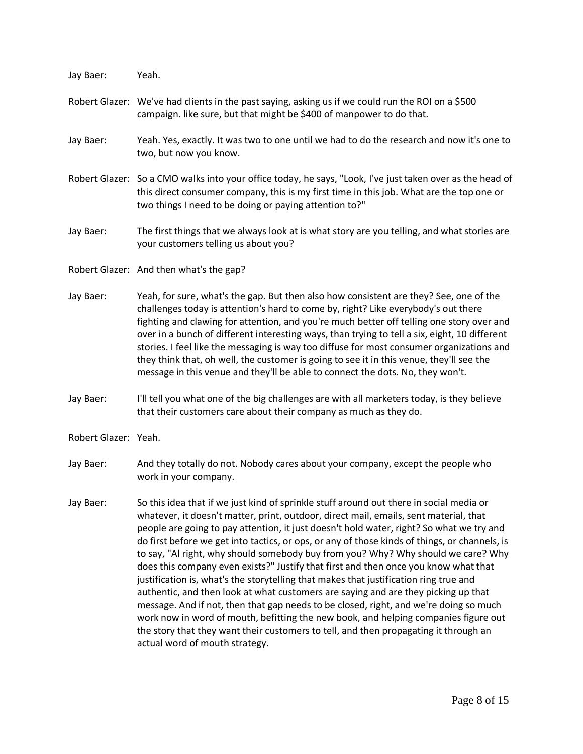Jay Baer: Yeah.

Robert Glazer: We've had clients in the past saying, asking us if we could run the ROI on a $500 campaign. like sure, but that might be $400 of manpower to do that.

Jay Baer: Yeah. Yes, exactly. It was two to one until we had to do the research and now it's one to two, but now you know.

Robert Glazer: So a CMO walks into your office today, he says, "Look, I've just taken over as the head of this direct consumer company, this is my first time in this job. What are the top one or two things I need to be doing or paying attention to?"

Jay Baer: The first things that we always look at is what story are you telling, and what stories are your customers telling us about you?

Robert Glazer: And then what's the gap?

Jay Baer: Yeah, for sure, what's the gap. But then also how consistent are they? See, one of the challenges today is attention's hard to come by, right? Like everybody's out there fighting and clawing for attention, and you're much better off telling one story over and over in a bunch of different interesting ways, than trying to tell a six, eight, 10 different stories. I feel like the messaging is way too diffuse for most consumer organizations and they think that, oh well, the customer is going to see it in this venue, they'll see the message in this venue and they'll be able to connect the dots. No, they won't.

Jay Baer: I'll tell you what one of the big challenges are with all marketers today, is they believe that their customers care about their company as much as they do.

Robert Glazer: Yeah.

Jay Baer: And they totally do not. Nobody cares about your company, except the people who work in your company.

Jay Baer: So this idea that if we just kind of sprinkle stuff around out there in social media or whatever, it doesn't matter, print, outdoor, direct mail, emails, sent material, that people are going to pay attention, it just doesn't hold water, right? So what we try and do first before we get into tactics, or ops, or any of those kinds of things, or channels, is to say, "Al right, why should somebody buy from you? Why? Why should we care? Why does this company even exists?" Justify that first and then once you know what that justification is, what's the storytelling that makes that justification ring true and authentic, and then look at what customers are saying and are they picking up that message. And if not, then that gap needs to be closed, right, and we're doing so much work now in word of mouth, befitting the new book, and helping companies figure out the story that they want their customers to tell, and then propagating it through an actual word of mouth strategy.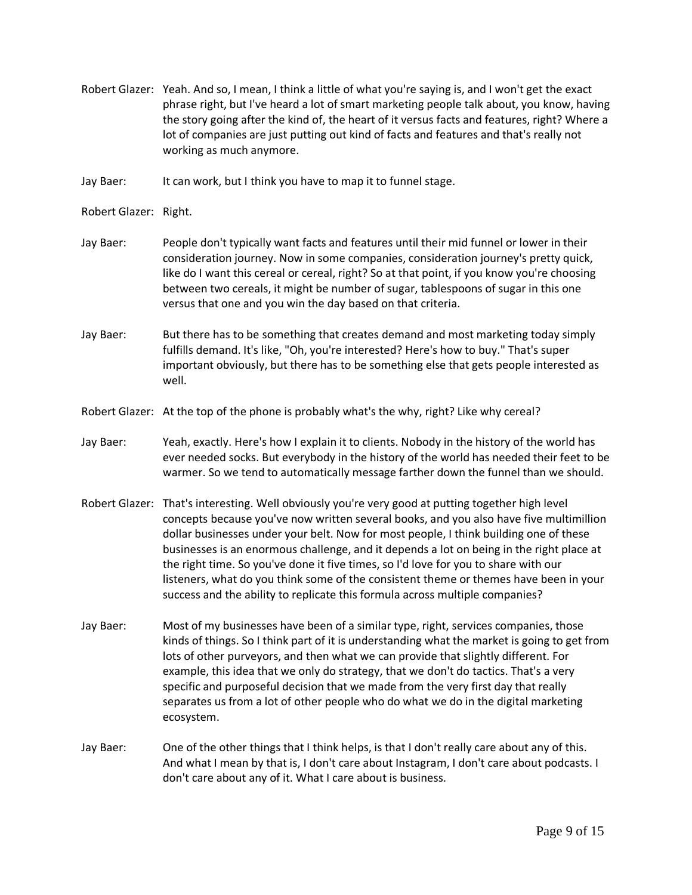Robert Glazer: Yeah. And so, I mean, I think a little of what you're saying is, and I won't get the exact phrase right, but I've heard a lot of smart marketing people talk about, you know, having the story going after the kind of, the heart of it versus facts and features, right? Where a lot of companies are just putting out kind of facts and features and that's really not working as much anymore.

Jay Baer: It can work, but I think you have to map it to funnel stage.

Robert Glazer: Right.

Jay Baer: People don't typically want facts and features until their mid funnel or lower in their consideration journey. Now in some companies, consideration journey's pretty quick, like do I want this cereal or cereal, right? So at that point, if you know you're choosing between two cereals, it might be number of sugar, tablespoons of sugar in this one versus that one and you win the day based on that criteria.

Jay Baer: But there has to be something that creates demand and most marketing today simply fulfills demand. It's like, "Oh, you're interested? Here's how to buy." That's super important obviously, but there has to be something else that gets people interested as well.

Robert Glazer: At the top of the phone is probably what's the why, right? Like why cereal?

Jay Baer: Yeah, exactly. Here's how I explain it to clients. Nobody in the history of the world has ever needed socks. But everybody in the history of the world has needed their feet to be warmer. So we tend to automatically message farther down the funnel than we should.

Robert Glazer: That's interesting. Well obviously you're very good at putting together high level concepts because you've now written several books, and you also have five multimillion dollar businesses under your belt. Now for most people, I think building one of these businesses is an enormous challenge, and it depends a lot on being in the right place at the right time. So you've done it five times, so I'd love for you to share with our listeners, what do you think some of the consistent theme or themes have been in your success and the ability to replicate this formula across multiple companies?

Jay Baer: Most of my businesses have been of a similar type, right, services companies, those kinds of things. So I think part of it is understanding what the market is going to get from lots of other purveyors, and then what we can provide that slightly different. For example, this idea that we only do strategy, that we don't do tactics. That's a very specific and purposeful decision that we made from the very first day that really separates us from a lot of other people who do what we do in the digital marketing ecosystem.

Jay Baer: One of the other things that I think helps, is that I don't really care about any of this. And what I mean by that is, I don't care about Instagram, I don't care about podcasts. I don't care about any of it. What I care about is business.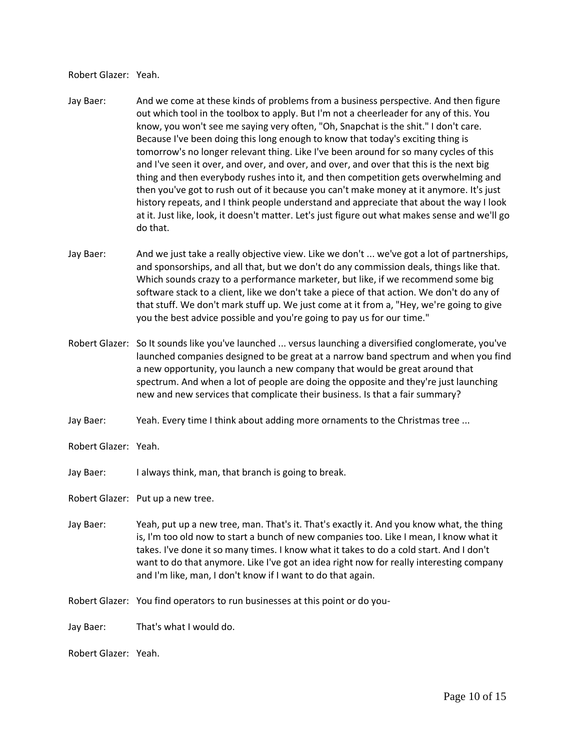Robert Glazer: Yeah.

Jay Baer: And we come at these kinds of problems from a business perspective. And then figure out which tool in the toolbox to apply. But I'm not a cheerleader for any of this. You know, you won't see me saying very often, "Oh, Snapchat is the shit." I don't care. Because I've been doing this long enough to know that today's exciting thing is tomorrow's no longer relevant thing. Like I've been around for so many cycles of this and I've seen it over, and over, and over, and over, and over that this is the next big thing and then everybody rushes into it, and then competition gets overwhelming and then you've got to rush out of it because you can't make money at it anymore. It's just history repeats, and I think people understand and appreciate that about the way I look at it. Just like, look, it doesn't matter. Let's just figure out what makes sense and we'll go do that.

Jay Baer: And we just take a really objective view. Like we don't ... we've got a lot of partnerships, and sponsorships, and all that, but we don't do any commission deals, things like that. Which sounds crazy to a performance marketer, but like, if we recommend some big software stack to a client, like we don't take a piece of that action. We don't do any of that stuff. We don't mark stuff up. We just come at it from a, "Hey, we're going to give you the best advice possible and you're going to pay us for our time."

Robert Glazer: So It sounds like you've launched ... versus launching a diversified conglomerate, you've launched companies designed to be great at a narrow band spectrum and when you find a new opportunity, you launch a new company that would be great around that spectrum. And when a lot of people are doing the opposite and they're just launching new and new services that complicate their business. Is that a fair summary?

Jay Baer: Yeah. Every time I think about adding more ornaments to the Christmas tree ...

Robert Glazer: Yeah.

Jay Baer: I always think, man, that branch is going to break.

Robert Glazer: Put up a new tree.

Jay Baer: Yeah, put up a new tree, man. That's it. That's exactly it. And you know what, the thing is, I'm too old now to start a bunch of new companies too. Like I mean, I know what it takes. I've done it so many times. I know what it takes to do a cold start. And I don't want to do that anymore. Like I've got an idea right now for really interesting company and I'm like, man, I don't know if I want to do that again.

Robert Glazer: You find operators to run businesses at this point or do you-

Jay Baer: That's what I would do.

Robert Glazer: Yeah.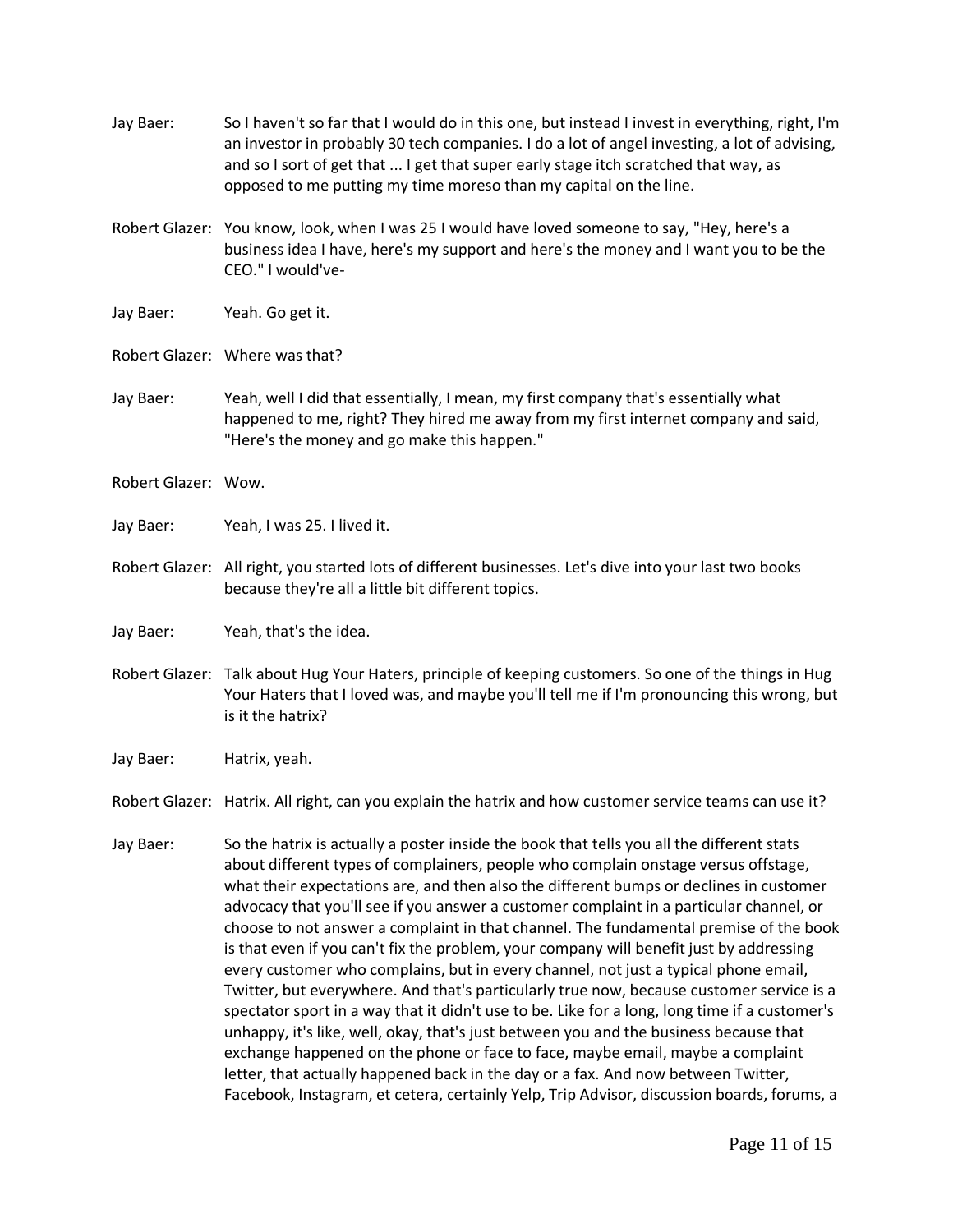Jay Baer: So I haven't so far that I would do in this one, but instead I invest in everything, right, I'm an investor in probably 30 tech companies. I do a lot of angel investing, a lot of advising, and so I sort of get that ... I get that super early stage itch scratched that way, as opposed to me putting my time moreso than my capital on the line.

Robert Glazer: You know, look, when I was 25 I would have loved someone to say, "Hey, here's a business idea I have, here's my support and here's the money and I want you to be the CEO." I would've-

Jay Baer: Yeah. Go get it.

Robert Glazer: Where was that?

Jay Baer: Yeah, well I did that essentially, I mean, my first company that's essentially what happened to me, right? They hired me away from my first internet company and said, "Here's the money and go make this happen."

Robert Glazer: Wow.

Jay Baer: Yeah, I was 25. I lived it.

Robert Glazer: All right, you started lots of different businesses. Let's dive into your last two books because they're all a little bit different topics.

Jay Baer: Yeah, that's the idea.

Robert Glazer: Talk about Hug Your Haters, principle of keeping customers. So one of the things in Hug Your Haters that I loved was, and maybe you'll tell me if I'm pronouncing this wrong, but is it the hatrix?

Jay Baer: Hatrix, yeah.

Robert Glazer: Hatrix. All right, can you explain the hatrix and how customer service teams can use it?

Jay Baer: So the hatrix is actually a poster inside the book that tells you all the different stats about different types of complainers, people who complain onstage versus offstage, what their expectations are, and then also the different bumps or declines in customer advocacy that you'll see if you answer a customer complaint in a particular channel, or choose to not answer a complaint in that channel. The fundamental premise of the book is that even if you can't fix the problem, your company will benefit just by addressing every customer who complains, but in every channel, not just a typical phone email, Twitter, but everywhere. And that's particularly true now, because customer service is a spectator sport in a way that it didn't use to be. Like for a long, long time if a customer's unhappy, it's like, well, okay, that's just between you and the business because that exchange happened on the phone or face to face, maybe email, maybe a complaint letter, that actually happened back in the day or a fax. And now between Twitter, Facebook, Instagram, et cetera, certainly Yelp, Trip Advisor, discussion boards, forums, a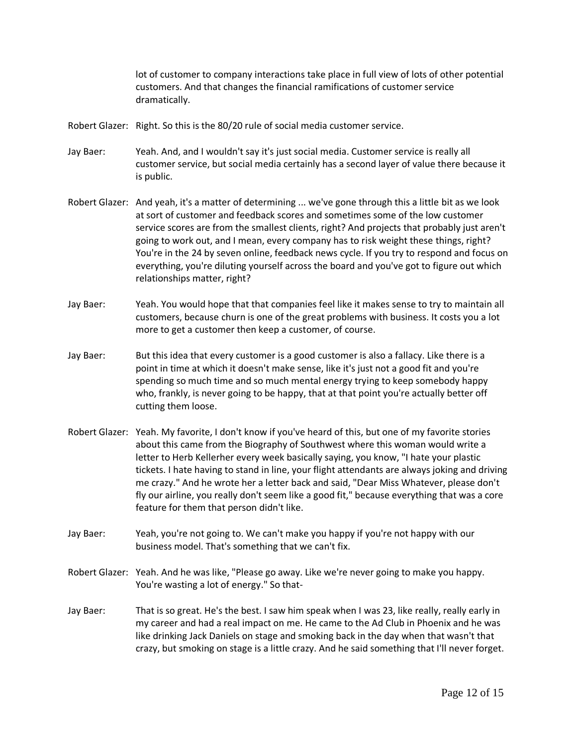lot of customer to company interactions take place in full view of lots of other potential customers. And that changes the financial ramifications of customer service dramatically.

Robert Glazer: Right. So this is the 80/20 rule of social media customer service.

Jay Baer: Yeah. And, and I wouldn't say it's just social media. Customer service is really all customer service, but social media certainly has a second layer of value there because it is public.

Robert Glazer: And yeah, it's a matter of determining ... we've gone through this a little bit as we look at sort of customer and feedback scores and sometimes some of the low customer service scores are from the smallest clients, right? And projects that probably just aren't going to work out, and I mean, every company has to risk weight these things, right? You're in the 24 by seven online, feedback news cycle. If you try to respond and focus on everything, you're diluting yourself across the board and you've got to figure out which relationships matter, right?

Jay Baer: Yeah. You would hope that that companies feel like it makes sense to try to maintain all customers, because churn is one of the great problems with business. It costs you a lot more to get a customer then keep a customer, of course.

Jay Baer: But this idea that every customer is a good customer is also a fallacy. Like there is a point in time at which it doesn't make sense, like it's just not a good fit and you're spending so much time and so much mental energy trying to keep somebody happy who, frankly, is never going to be happy, that at that point you're actually better off cutting them loose.

Robert Glazer: Yeah. My favorite, I don't know if you've heard of this, but one of my favorite stories about this came from the Biography of Southwest where this woman would write a letter to Herb Kellerher every week basically saying, you know, "I hate your plastic tickets. I hate having to stand in line, your flight attendants are always joking and driving me crazy." And he wrote her a letter back and said, "Dear Miss Whatever, please don't fly our airline, you really don't seem like a good fit," because everything that was a core feature for them that person didn't like.

Jay Baer: Yeah, you're not going to. We can't make you happy if you're not happy with our business model. That's something that we can't fix.

Robert Glazer: Yeah. And he was like, "Please go away. Like we're never going to make you happy. You're wasting a lot of energy." So that-

Jay Baer: That is so great. He's the best. I saw him speak when I was 23, like really, really early in my career and had a real impact on me. He came to the Ad Club in Phoenix and he was like drinking Jack Daniels on stage and smoking back in the day when that wasn't that crazy, but smoking on stage is a little crazy. And he said something that I'll never forget.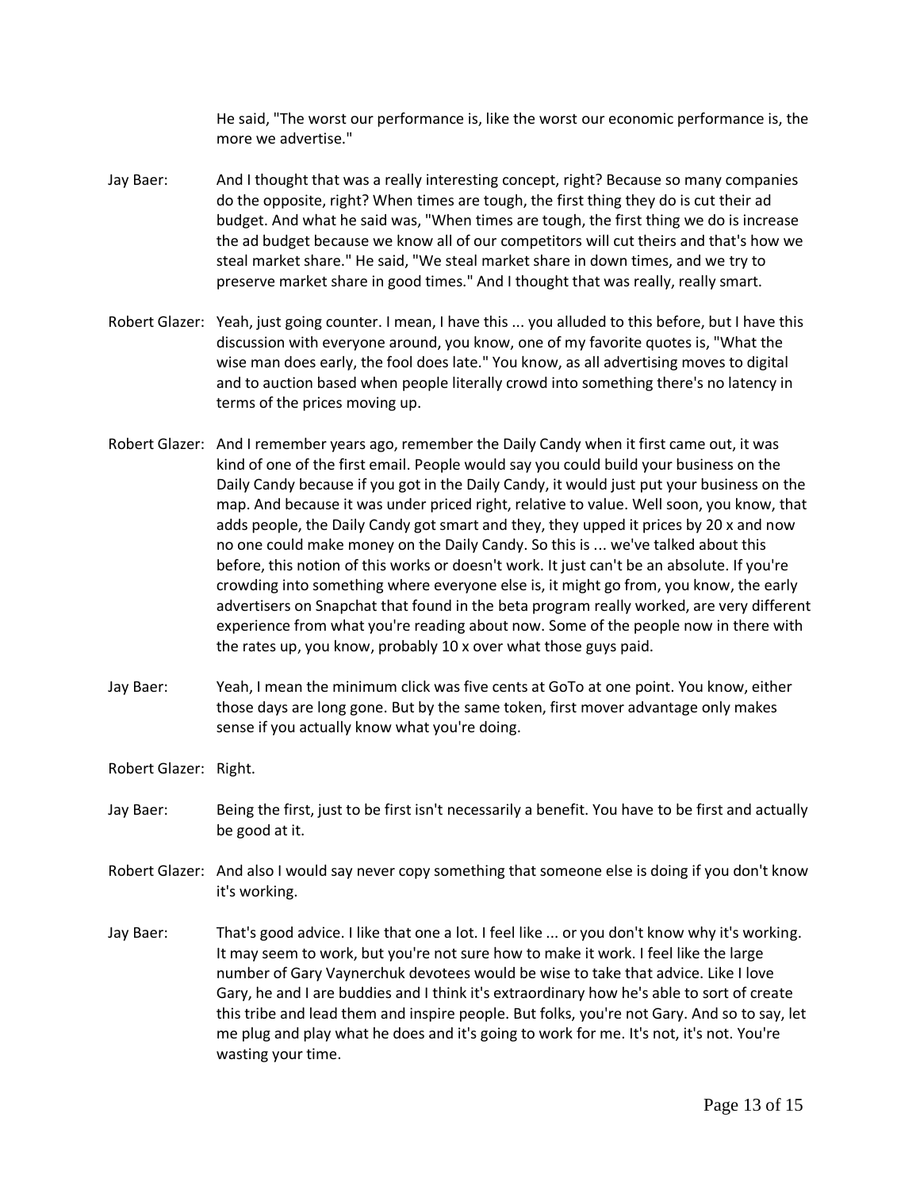He said, "The worst our performance is, like the worst our economic performance is, the more we advertise."

Jay Baer: And I thought that was a really interesting concept, right? Because so many companies do the opposite, right? When times are tough, the first thing they do is cut their ad budget. And what he said was, "When times are tough, the first thing we do is increase the ad budget because we know all of our competitors will cut theirs and that's how we steal market share." He said, "We steal market share in down times, and we try to preserve market share in good times." And I thought that was really, really smart.

Robert Glazer: Yeah, just going counter. I mean, I have this ... you alluded to this before, but I have this discussion with everyone around, you know, one of my favorite quotes is, "What the wise man does early, the fool does late." You know, as all advertising moves to digital and to auction based when people literally crowd into something there's no latency in terms of the prices moving up.

Robert Glazer: And I remember years ago, remember the Daily Candy when it first came out, it was kind of one of the first email. People would say you could build your business on the Daily Candy because if you got in the Daily Candy, it would just put your business on the map. And because it was under priced right, relative to value. Well soon, you know, that adds people, the Daily Candy got smart and they, they upped it prices by 20 x and now no one could make money on the Daily Candy. So this is ... we've talked about this before, this notion of this works or doesn't work. It just can't be an absolute. If you're crowding into something where everyone else is, it might go from, you know, the early advertisers on Snapchat that found in the beta program really worked, are very different experience from what you're reading about now. Some of the people now in there with the rates up, you know, probably 10 x over what those guys paid.

Jay Baer: Yeah, I mean the minimum click was five cents at GoTo at one point. You know, either those days are long gone. But by the same token, first mover advantage only makes sense if you actually know what you're doing.

Robert Glazer: Right.

Jay Baer: Being the first, just to be first isn't necessarily a benefit. You have to be first and actually be good at it.

Robert Glazer: And also I would say never copy something that someone else is doing if you don't know it's working.

Jay Baer: That's good advice. I like that one a lot. I feel like ... or you don't know why it's working. It may seem to work, but you're not sure how to make it work. I feel like the large number of Gary Vaynerchuk devotees would be wise to take that advice. Like I love Gary, he and I are buddies and I think it's extraordinary how he's able to sort of create this tribe and lead them and inspire people. But folks, you're not Gary. And so to say, let me plug and play what he does and it's going to work for me. It's not, it's not. You're wasting your time.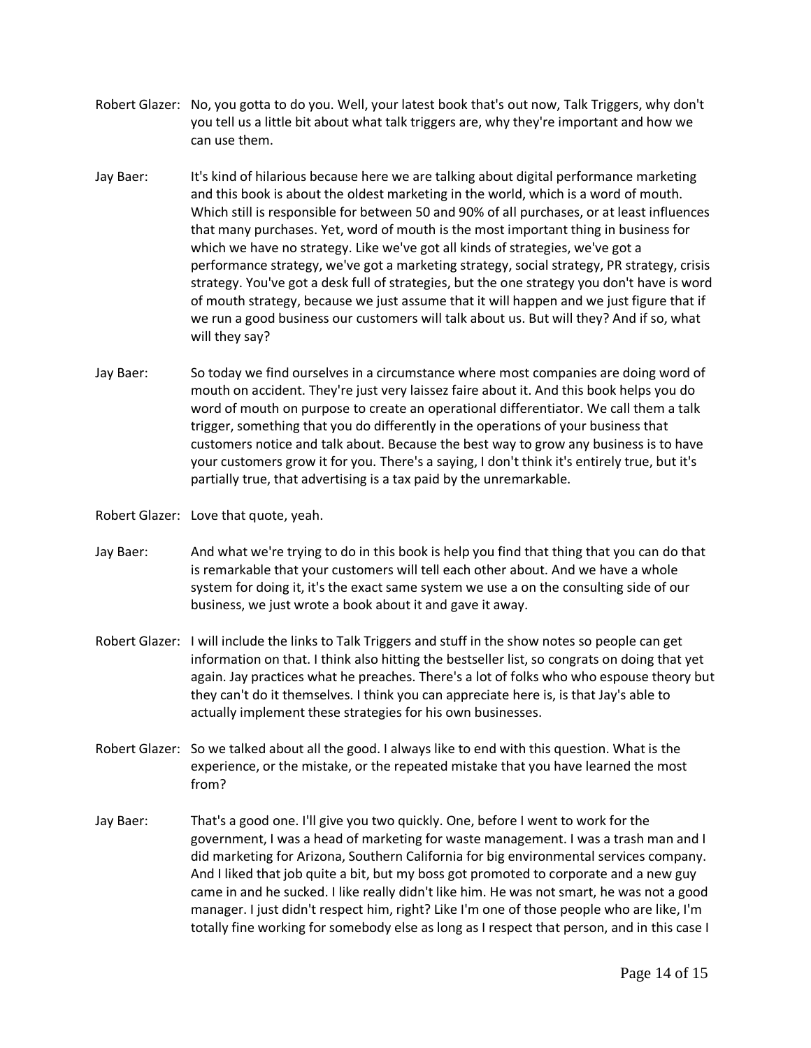Robert Glazer: No, you gotta to do you. Well, your latest book that's out now, Talk Triggers, why don't you tell us a little bit about what talk triggers are, why they're important and how we can use them.

Jay Baer: It's kind of hilarious because here we are talking about digital performance marketing and this book is about the oldest marketing in the world, which is a word of mouth. Which still is responsible for between 50 and 90% of all purchases, or at least influences that many purchases. Yet, word of mouth is the most important thing in business for which we have no strategy. Like we've got all kinds of strategies, we've got a performance strategy, we've got a marketing strategy, social strategy, PR strategy, crisis strategy. You've got a desk full of strategies, but the one strategy you don't have is word of mouth strategy, because we just assume that it will happen and we just figure that if we run a good business our customers will talk about us. But will they? And if so, what will they say?

Jay Baer: So today we find ourselves in a circumstance where most companies are doing word of mouth on accident. They're just very laissez faire about it. And this book helps you do word of mouth on purpose to create an operational differentiator. We call them a talk trigger, something that you do differently in the operations of your business that customers notice and talk about. Because the best way to grow any business is to have your customers grow it for you. There's a saying, I don't think it's entirely true, but it's partially true, that advertising is a tax paid by the unremarkable.

Robert Glazer: Love that quote, yeah.

Jay Baer: And what we're trying to do in this book is help you find that thing that you can do that is remarkable that your customers will tell each other about. And we have a whole system for doing it, it's the exact same system we use a on the consulting side of our business, we just wrote a book about it and gave it away.

Robert Glazer: I will include the links to Talk Triggers and stuff in the show notes so people can get information on that. I think also hitting the bestseller list, so congrats on doing that yet again. Jay practices what he preaches. There's a lot of folks who who espouse theory but they can't do it themselves. I think you can appreciate here is, is that Jay's able to actually implement these strategies for his own businesses.

Robert Glazer: So we talked about all the good. I always like to end with this question. What is the experience, or the mistake, or the repeated mistake that you have learned the most from?

Jay Baer: That's a good one. I'll give you two quickly. One, before I went to work for the government, I was a head of marketing for waste management. I was a trash man and I did marketing for Arizona, Southern California for big environmental services company. And I liked that job quite a bit, but my boss got promoted to corporate and a new guy came in and he sucked. I like really didn't like him. He was not smart, he was not a good manager. I just didn't respect him, right? Like I'm one of those people who are like, I'm totally fine working for somebody else as long as I respect that person, and in this case I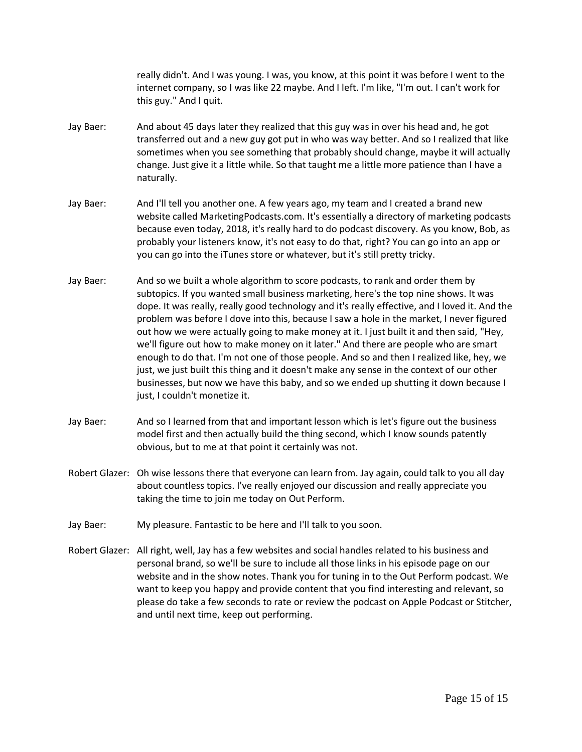really didn't. And I was young. I was, you know, at this point it was before I went to the internet company, so I was like 22 maybe. And I left. I'm like, "I'm out. I can't work for this guy." And I quit.

Jay Baer: And about 45 days later they realized that this guy was in over his head and, he got transferred out and a new guy got put in who was way better. And so I realized that like sometimes when you see something that probably should change, maybe it will actually change. Just give it a little while. So that taught me a little more patience than I have a naturally.

Jay Baer: And I'll tell you another one. A few years ago, my team and I created a brand new website called MarketingPodcasts.com. It's essentially a directory of marketing podcasts because even today, 2018, it's really hard to do podcast discovery. As you know, Bob, as probably your listeners know, it's not easy to do that, right? You can go into an app or you can go into the iTunes store or whatever, but it's still pretty tricky.

Jay Baer: And so we built a whole algorithm to score podcasts, to rank and order them by subtopics. If you wanted small business marketing, here's the top nine shows. It was dope. It was really, really good technology and it's really effective, and I loved it. And the problem was before I dove into this, because I saw a hole in the market, I never figured out how we were actually going to make money at it. I just built it and then said, "Hey, we'll figure out how to make money on it later." And there are people who are smart enough to do that. I'm not one of those people. And so and then I realized like, hey, we just, we just built this thing and it doesn't make any sense in the context of our other businesses, but now we have this baby, and so we ended up shutting it down because I just, I couldn't monetize it.

Jay Baer: And so I learned from that and important lesson which is let's figure out the business model first and then actually build the thing second, which I know sounds patently obvious, but to me at that point it certainly was not.

Robert Glazer: Oh wise lessons there that everyone can learn from. Jay again, could talk to you all day about countless topics. I've really enjoyed our discussion and really appreciate you taking the time to join me today on Out Perform.

Jay Baer: My pleasure. Fantastic to be here and I'll talk to you soon.

Robert Glazer: All right, well, Jay has a few websites and social handles related to his business and personal brand, so we'll be sure to include all those links in his episode page on our website and in the show notes. Thank you for tuning in to the Out Perform podcast. We want to keep you happy and provide content that you find interesting and relevant, so please do take a few seconds to rate or review the podcast on Apple Podcast or Stitcher, and until next time, keep out performing.